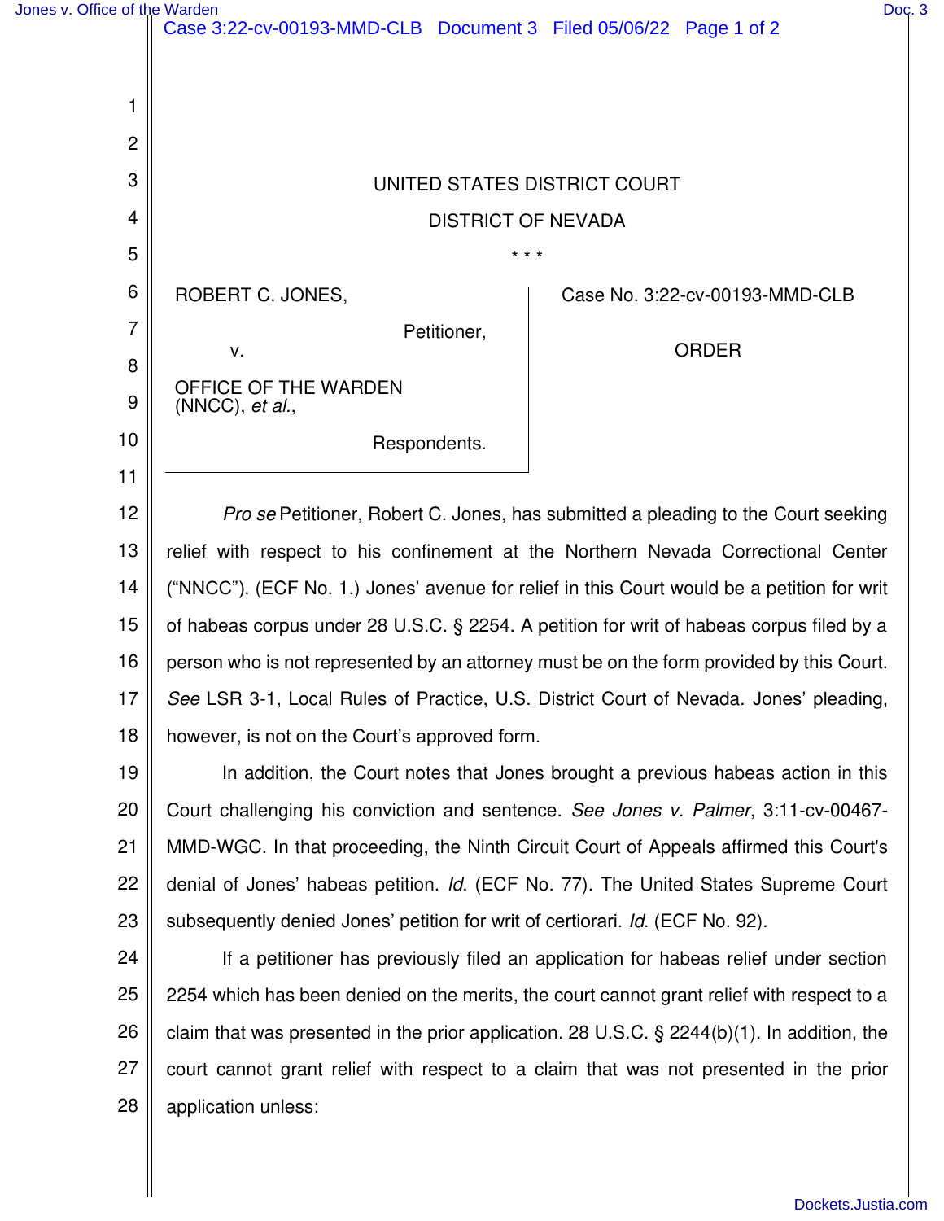UNITED STATES DISTRICT COURT

DISTRICT OF NEVADA

\* \* \*

ROBERT C. JONES,

Petitioner,

v.

OFFICE OF THE WARDEN (NNCC), *et al.*,

Respondents.

Case No. 3:22-cv-00193-MMD-CLB

ORDER

*Pro se* Petitioner, Robert C. Jones, has submitted a pleading to the Court seeking relief with respect to his confinement at the Northern Nevada Correctional Center ("NNCC"). (ECF No. 1.) Jones' avenue for relief in this Court would be a petition for writ of habeas corpus under 28 U.S.C. § 2254. A petition for writ of habeas corpus filed by a person who is not represented by an attorney must be on the form provided by this Court. *See* LSR 3-1, Local Rules of Practice, U.S. District Court of Nevada. Jones' pleading, however, is not on the Court's approved form.

In addition, the Court notes that Jones brought a previous habeas action in this Court challenging his conviction and sentence. *See Jones v. Palmer*, 3:11-cv-00467-MMD-WGC. In that proceeding, the Ninth Circuit Court of Appeals affirmed this Court's denial of Jones' habeas petition. *Id*. (ECF No. 77). The United States Supreme Court subsequently denied Jones' petition for writ of certiorari. *Id*. (ECF No. 92).

If a petitioner has previously filed an application for habeas relief under section 2254 which has been denied on the merits, the court cannot grant relief with respect to a claim that was presented in the prior application. 28 U.S.C. § 2244(b)(1). In addition, the court cannot grant relief with respect to a claim that was not presented in the prior application unless: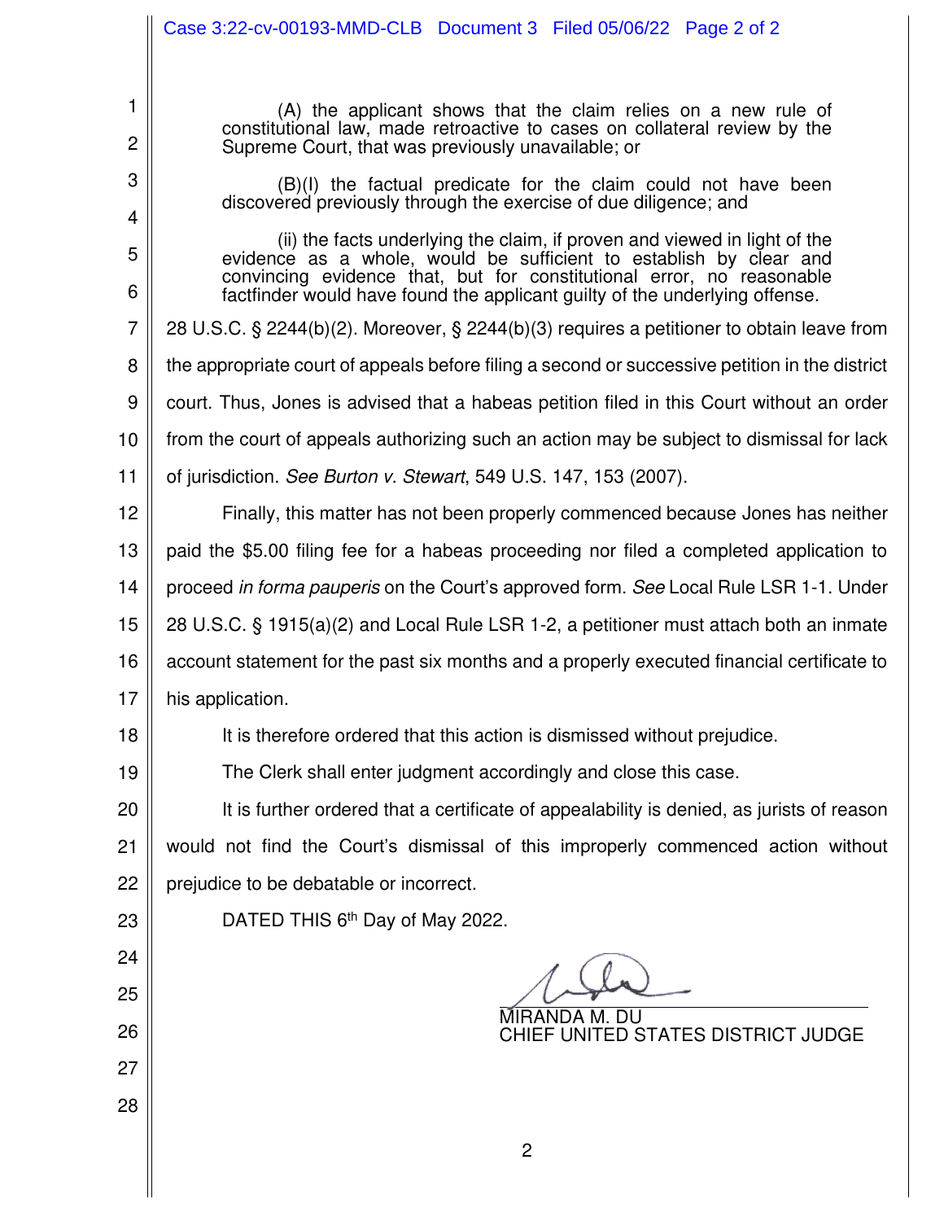> (A) the applicant shows that the claim relies on a new rule of constitutional law, made retroactive to cases on collateral review by the Supreme Court, that was previously unavailable; or
>
> (B)(I) the factual predicate for the claim could not have been discovered previously through the exercise of due diligence; and
>
> (ii) the facts underlying the claim, if proven and viewed in light of the evidence as a whole, would be sufficient to establish by clear and convincing evidence that, but for constitutional error, no reasonable factfinder would have found the applicant guilty of the underlying offense.

28 U.S.C. § 2244(b)(2). Moreover, § 2244(b)(3) requires a petitioner to obtain leave from the appropriate court of appeals before filing a second or successive petition in the district court. Thus, Jones is advised that a habeas petition filed in this Court without an order from the court of appeals authorizing such an action may be subject to dismissal for lack of jurisdiction. *See Burton v. Stewart*, 549 U.S. 147, 153 (2007).

Finally, this matter has not been properly commenced because Jones has neither paid the $5.00 filing fee for a habeas proceeding nor filed a completed application to proceed *in forma pauperis* on the Court's approved form. *See* Local Rule LSR 1-1. Under 28 U.S.C. § 1915(a)(2) and Local Rule LSR 1-2, a petitioner must attach both an inmate account statement for the past six months and a properly executed financial certificate to his application.

It is therefore ordered that this action is dismissed without prejudice.

The Clerk shall enter judgment accordingly and close this case.

It is further ordered that a certificate of appealability is denied, as jurists of reason would not find the Court's dismissal of this improperly commenced action without prejudice to be debatable or incorrect.

DATED THIS 6th Day of May 2022.

MIRANDA M. DU
CHIEF UNITED STATES DISTRICT JUDGE